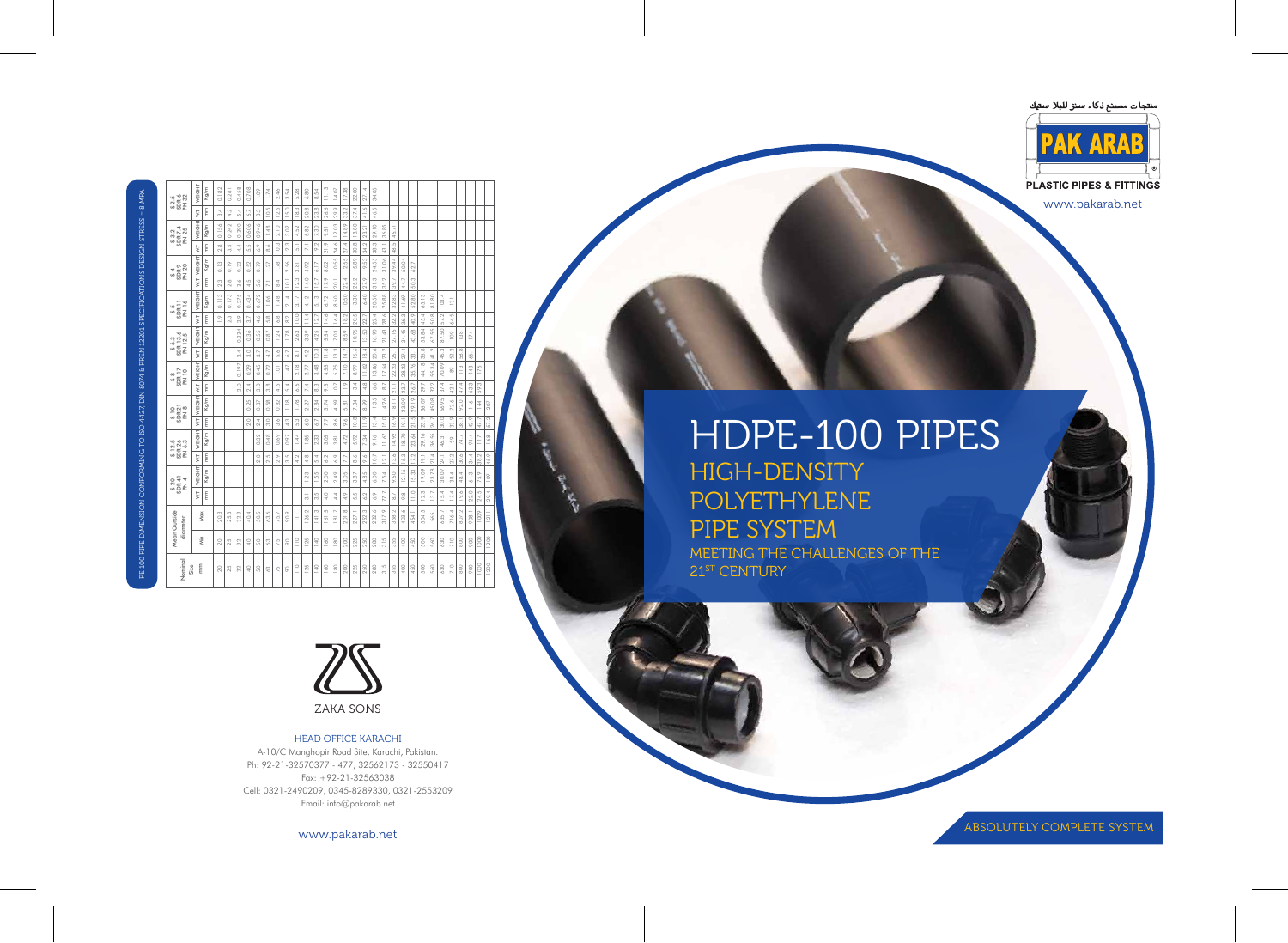PE 100 PIPE DIMENSION CONFORMING TO ISO 4427, DIN 8074 & PREN 12201 SPECIFICATIONS DESIGN STRESS = 8 MPA

| Nominal Size | Mean Outside diameter | | S 20 SDR 41 PN 4 | | S 12.5 SDR 26 PN 6.3 | | S 10 SDR 21 PN 8 | | S 8 SDR 17 PN 10 | | S 6.3 SDR 13.6 PN 12.5 | | S 5 SDR 11 PN 16 | | S 4 SDR 9 PN 20 | | S 3.2 SDR 7.4 PN 25 | | S 2.5 SDR 6 PN 32 | |
|---|---|---|---|---|---|---|---|---|---|---|---|---|---|---|---|---|---|---|---|---|
| | Min | Max | WT | WEIGHT | WT | WEIGHT | WT | WEIGHT | WT | WEIGHT | WT | WEIGHT | WT | WEIGHT | WT | WEIGHT | WT | WEIGHT | WT | WEIGHT |
| mm | | | mm | Kg/m | mm | Kg/m | mm | Kg/m | mm | Kg/m | mm | Kg/m | mm | Kg/m | mm | Kg/m | mm | Kg/m | mm | Kg/m |
| 20 | 20 | 20.3 | | | | | | | | | | | 1.9 | 0.113 | 2.3 | 0.13 | 2.8 | 0.156 | 3.4 | 0.182 |
| 25 | 25 | 25.3 | | | | | | | | | | | 2.3 | 0.173 | 2.8 | 0.19 | 3.5 | 0.242 | 4.2 | 0.281 |
| 32 | 32 | 32.3 | | | | | | | 2.0 | 0.197 | 2.4 | 0.234 | 2.9 | 0.275 | 3.6 | 0.32 | 4.4 | 0.390 | 5.4 | 0.458 |
| 40 | 40 | 40.4 | | | | | 2.0 | 0.25 | 2.4 | 0.29 | 3.0 | 0.36 | 3.7 | 0.434 | 4.5 | 0.50 | 5.5 | 0.606 | 6.7 | 0.708 |
| 50 | 50 | 50.5 | | | 2.0 | 0.32 | 2.4 | 0.37 | 3.0 | 0.45 | 3.7 | 0.55 | 4.6 | 0.672 | 5.6 | 0.79 | 6.9 | 0.946 | 8.3 | 1.09 |
| 63 | 63 | 63.6 | | | 2.5 | 0.48 | 3.0 | 0.58 | 3.8 | 0.72 | 4.7 | 0.87 | 5.8 | 1.06 | 7.1 | 1.27 | 8.6 | 1.48 | 10.5 | 1.74 |
| 75 | 75 | 75.7 | | | 2.9 | 0.69 | 3.6 | 0.82 | 4.5 | 1.01 | 5.6 | 1.24 | 6.8 | 1.48 | 8.4 | 1.78 | 10.3 | 2.10 | 12.5 | 2.46 |
| 90 | 90 | 90.9 | | | 3.5 | 0.99 | 4.3 | 1.18 | 5.4 | 1.45 | 6.7 | 1.78 | 8.2 | 2.14 | 10.1 | 2.56 | 12.3 | 3.02 | 15.0 | 3.54 |
| 110 | 110 | 111 | | | 4.2 | 1.44 | 5.3 | 1.78 | 6.6 | 2.18 | 8.1 | 2.63 | 10.0 | 3.17 | 12.3 | 3.81 | 15.1 | 4.52 | 18.3 | 5.28 |
| 125 | 125 | 126.2 | 3.1 | 1.23 | 4.8 | 1.85 | 6.0 | 2.27 | 7.4 | 2.77 | 9.2 | 3.39 | 11.4 | 4.12 | 14.0 | 4.92 | 17.1 | 5.82 | 20.8 | 6.80 |
| 140 | 140 | 141.3 | 3.5 | 1.55 | 5.4 | 2.33 | 6.7 | 2.84 | 8.3 | 3.48 | 10.3 | 4.25 | 12.7 | 5.13 | 15.7 | 6.17 | 19.2 | 7.30 | 23.3 | 8.54 |
| 160 | 160 | 161.5 | 4.0 | 2.00 | 6.2 | 3.05 | 7.7 | 3.74 | 9.5 | 4.55 | 11.8 | 5.54 | 14.6 | 6.72 | 17.9 | 8.02 | 21.9 | 9.53 | 26.6 | 11.13 |
| 180 | 180 | 181.7 | 4.4 | 2.49 | 6.9 | 3.82 | 8.6 | 4.69 | 10.7 | 5.77 | 13.3 | 7.03 | 16.4 | 8.50 | 20.1 | 10.15 | 24.6 | 12.04 | 29.9 | 14.07 |
| 200 | 200 | 201.8 | 4.9 | 3.03 | 7.7 | 4.73 | 9.6 | 5.81 | 11.9 | 7.10 | 14.7 | 8.59 | 18.2 | 10.50 | 22.4 | 12.55 | 27.4 | 14.89 | 33.2 | 17.38 |
| 225 | 225 | 227.1 | 5.5 | 3.87 | 8.6 | 5.92 | 10.8 | 7.34 | 13.4 | 8.99 | 16.6 | 10.96 | 20.5 | 13.30 | 25.2 | 15.89 | 30.8 | 18.85 | 37.4 | 22.00 |
| 250 | 250 | 252.3 | 6.2 | 4.85 | 9.6 | 7.34 | 11.9 | 8.99 | 14.8 | 11.02 | 18.4 | 13.50 | 22.7 | 16.40 | 27.9 | 19.53 | 34.2 | 23.21 | 41.6 | 27.14 |
| 280 | 280 | 282.6 | 6.9 | 6.00 | 10.7 | 9.16 | 13.4 | 11.33 | 16.6 | 13.86 | 20.6 | 16.90 | 25.4 | 20.50 | 31.3 | 24.55 | 38.3 | 29.10 | 46.5 | 34.05 |
| 315 | 315 | 317.9 | 7.7 | 7.54 | 12.1 | 11.67 | 15.0 | 14.26 | 18.7 | 17.54 | 23.2 | 21.43 | 28.6 | 25.88 | 35.2 | 31.06 | 43.1 | 36.85 | | |
| 355 | 355 | 358.2 | 8.7 | 9.60 | 13.6 | 14.92 | 16.9 | 18.11 | 21.1 | 22.33 | 26.1 | 27.16 | 32.2 | 32.83 | 39.7 | 39.44 | 48.5 | 46.71 | | |
| 400 | 400 | 403.6 | 9.8 | 12.16 | 15.3 | 18.70 | 19.1 | 23.09 | 23.7 | 28.23 | 29.4 | 34.45 | 36.3 | 41.69 | 44.7 | 50.04 | | | | |
| 450 | 450 | 454.1 | 11.0 | 15.33 | 17.2 | 23.64 | 21.5 | 29.19 | 26.7 | 35.78 | 33.1 | 43.68 | 40.9 | 52.80 | 50.3 | 63.7 | | | | |
| 500 | 500 | 504.5 | 12.3 | 19.09 | 19.1 | 29.16 | 23.9 | 36.07 | 29.7 | 44.18 | 36.8 | 53.84 | 45.4 | 65.13 | | | | | | |
| 560 | 560 | 565 | 13.7 | 23.70 | 21.4 | 36.55 | 26.7 | 45.09 | 33.2 | 55.34 | 41.2 | 67.65 | 50.8 | 81.65 | | | | | | |
| 630 | 630 | 635.7 | 15.4 | 30.07 | 24.1 | 46.31 | 30.0 | 56.95 | 37.4 | 70.09 | 46.3 | 85.51 | 57.2 | 103.4 | | | | | | |
| 710 | 710 | 716.4 | 17.4 | 38.4 | 27.2 | 59 | 33.9 | 72.6 | 42.1 | 89 | 52.2 | 109 | 64.5 | 131 | | | | | | |
| 800 | 800 | 807.2 | 19.6 | 48.4 | 30.6 | 74.7 | 38.1 | 92.0 | 47.4 | 113 | 58.8 | 138 | | | | | | | | |
| 900 | 900 | 908.1 | 22.0 | 61.3 | 34.4 | 94.4 | 42.9 | 116 | 53.3 | 142 | 66.1 | 174 | | | | | | | | |
| 1000 | 1000 | 1009 | 24.5 | 75.9 | 38.2 | 116 | 47.7 | 143 | 59.3 | 176 | | | | | | | | | | |
| 1200 | 1200 | 1211 | 29.4 | 109 | 45.9 | 168 | 57.2 | 207 | | | | | | | | | | | | |

ZAKA SONS

HEAD OFFICE KARACHI

A-10/C Manghopir Road Site, Karachi, Pakistan.
Ph: 92-21-32570377 - 477, 32562173 - 32550417
Fax: +92-21-32563038
Cell: 0321-2490209, 0345-8289330, 0321-2553209
Email: info@pakarab.net

www.pakarab.net

منتجات مصنع ذكاء سنز للبلا ستيك

PAK ARAB

PLASTIC PIPES & FITTINGS

www.pakarab.net

# HDPE-100 PIPES

## HIGH-DENSITY POLYETHYLENE PIPE SYSTEM

MEETING THE CHALLENGES OF THE 21ST CENTURY

ABSOLUTELY COMPLETE SYSTEM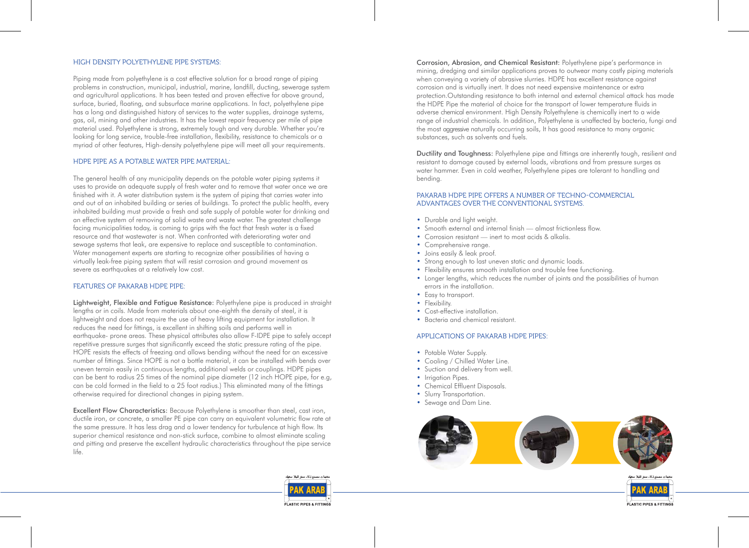## HIGH DENSITY POLYETHYLENE PIPE SYSTEMS:

Piping made from polyethylene is a cost effective solution for a broad range of piping problems in construction, municipal, industrial, marine, landfill, ducting, sewerage system and agricultural applications. It has been tested and proven effective for above ground, surface, buried, floating, and subsurface marine applications. In fact, polyethylene pipe has a long and distinguished history of services to the water supplies, drainage systems, gas, oil, mining and other industries. It has the lowest repair frequency per mile of pipe material used. Polyethylene is strong, extremely tough and very durable. Whether you're looking for long service, trouble-free installation, flexibility, resistance to chemicals or a myriad of other features, High-density polyethylene pipe will meet all your requirements.

## HDPE PIPE AS A POTABLE WATER PIPE MATERIAL:

The general health of any municipality depends on the potable water piping systems it uses to provide an adequate supply of fresh water and to remove that water once we are finished with it. A water distribution system is the system of piping that carries water into and out of an inhabited building or series of buildings. To protect the public health, every inhabited building must provide a fresh and safe supply of potable water for drinking and an effective system of removing of solid waste and waste water. The greatest challenge facing municipalities today, is coming to grips with the fact that fresh water is a fixed resource and that wastewater is not. When confronted with deteriorating water and sewage systems that leak, are expensive to replace and susceptible to contamination. Water management experts are starting to recognize other possibilities of having a virtually leak-free piping system that will resist corrosion and ground movement as severe as earthquakes at a relatively low cost.

## FEATURES OF PAKARAB HDPE PIPE:

**Lightweight, Flexible and Fatigue Resistance:** Polyethylene pipe is produced in straight lengths or in coils. Made from materials about one-eighth the density of steel, it is lightweight and does not require the use of heavy lifting equipment for installation. It reduces the need for fittings, is excellent in shifting soils and performs well in earthquake- prone areas. These physical attributes also allow F-IDPE pipe to safely accept repetitive pressure surges that significantly exceed the static pressure rating of the pipe. HOPE resists the effects of freezing and allows bending without the need for an excessive number of fittings. Since HOPE is not a bottle material, it can be installed with bends over uneven terrain easily in continuous lengths, additional welds or couplings. HDPE pipes can be bent to radius 25 times of the nominal pipe diameter (12 inch HOPE pipe, for e.g, can be cold formed in the field to a 25 foot radius.) This eliminated many of the fittings otherwise required for directional changes in piping system.

**Excellent Flow Characteristics:** Because Polyethylene is smoother than steel, cast iron, ductile iron, or concrete, a smaller PE pipe can carry an equivalent volumetric flow rate at the same pressure. It has less drag and a lower tendency for turbulence at high flow. Its superior chemical resistance and non-stick surface, combine to almost eliminate scaling and pitting and preserve the excellent hydraulic characteristics throughout the pipe service life.

**Corrosion, Abrasion, and Chemical Resistant:** Polyethylene pipe's performance in mining, dredging and similar applications proves to outwear many costly piping materials when conveying a variety of abrasive slurries. HDPE has excellent resistance against corrosion and is virtually inert. It does not need expensive maintenance or extra protection.Outstanding resistance to both internal and external chemical attack has made the HDPE Pipe the material of choice for the transport of lower temperature fluids in adverse chemical environment. High Density Polyethylene is chemically inert to a wide range of industrial chemicals. In addition, Polyethylene is unaffected by bacteria, fungi and the most aggressive naturally occurring soils, It has good resistance to many organic substances, such as solvents and fuels.

**Ductility and Toughness:** Polyethylene pipe and fittings are inherently tough, resilient and resistant to damage caused by external loads, vibrations and from pressure surges as water hammer. Even in cold weather, Polyethylene pipes are tolerant to handling and bending.

## PAKARAB HDPE PIPE OFFERS A NUMBER OF TECHNO-COMMERCIAL ADVANTAGES OVER THE CONVENTIONAL SYSTEMS.

- Durable and light weight.
- Smooth external and internal finish — almost frictionless flow.
- Corrosion resistant — inert to most acids & alkalis.
- Comprehensive range.
- Joins easily & leak proof.
- Strong enough to last uneven static and dynamic loads.
- Flexibility ensures smooth installation and trouble free functioning.
- Longer lengths, which reduces the number of joints and the possibilities of human errors in the installation.
- Easy to transport.
- Flexibility.
- Cost-effective installation.
- Bacteria and chemical resistant.

## APPLICATIONS OF PAKARAB HDPE PIPES:

- Potable Water Supply.
- Cooling / Chilled Water Line.
- Suction and delivery from well.
- Irrigation Pipes.
- Chemical Effluent Disposals.
- Slurry Transportation.
- Sewage and Dam Line.